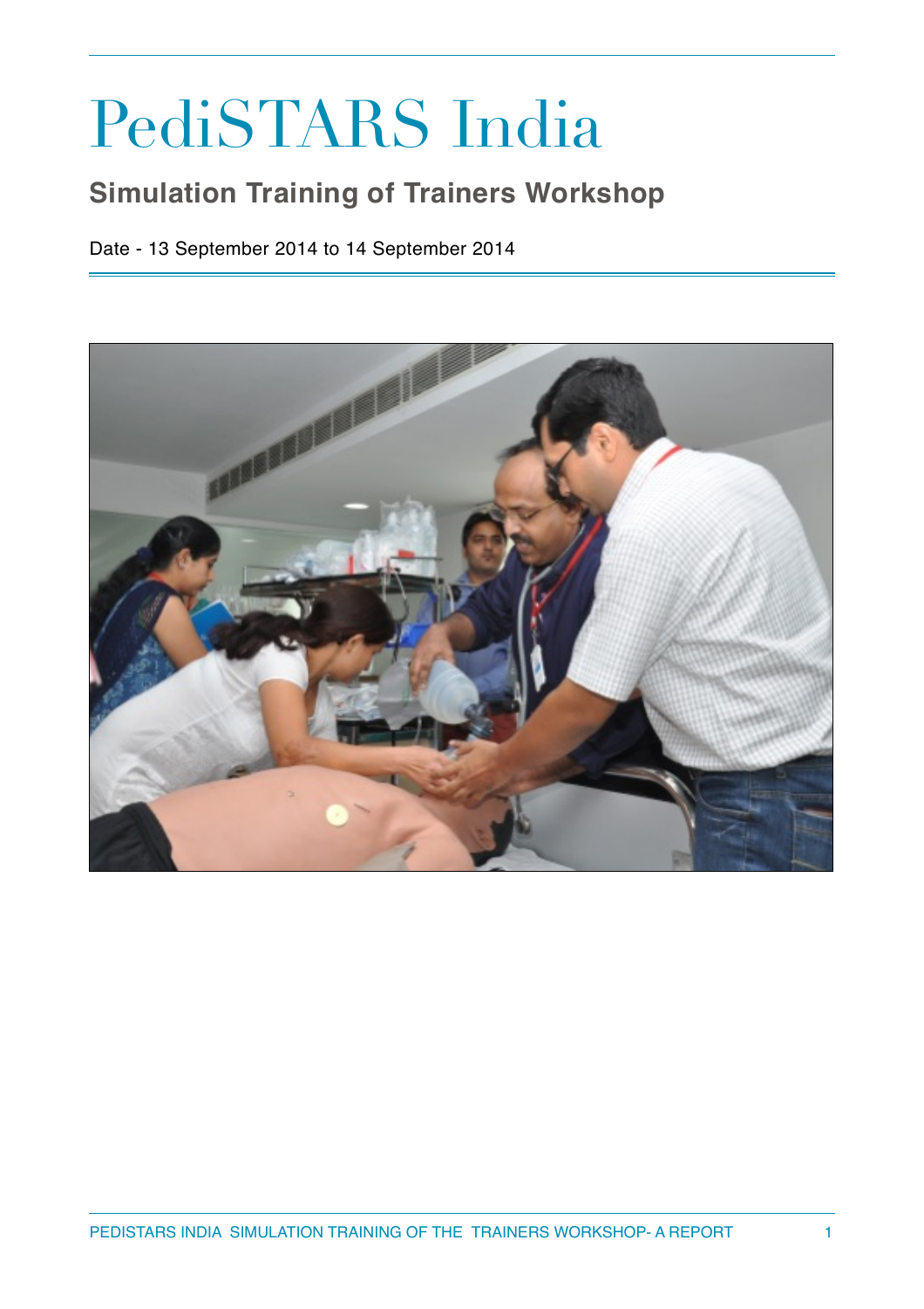# PediSTARS India

## Simulation Training of Trainers Workshop

Date - 13 September 2014 to 14 September 2014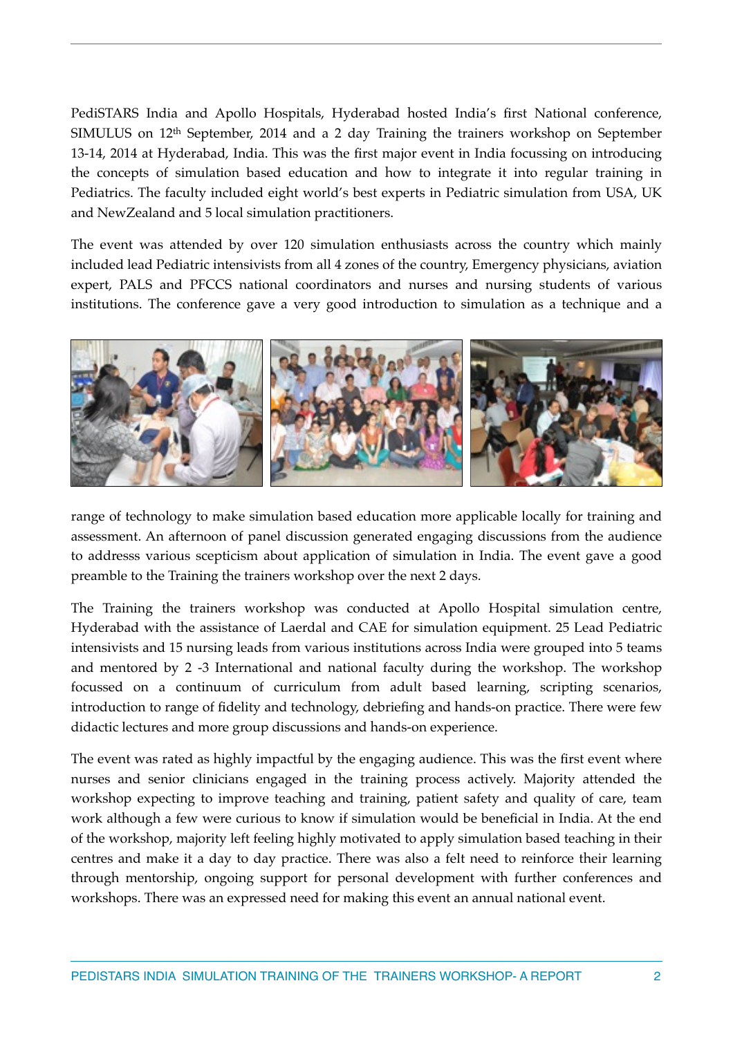PediSTARS India and Apollo Hospitals, Hyderabad hosted India's first National conference, SIMULUS on 12th September, 2014 and a 2 day Training the trainers workshop on September 13-14, 2014 at Hyderabad, India. This was the first major event in India focussing on introducing the concepts of simulation based education and how to integrate it into regular training in Pediatrics. The faculty included eight world's best experts in Pediatric simulation from USA, UK and NewZealand and 5 local simulation practitioners.

The event was attended by over 120 simulation enthusiasts across the country which mainly included lead Pediatric intensivists from all 4 zones of the country, Emergency physicians, aviation expert, PALS and PFCCS national coordinators and nurses and nursing students of various institutions. The conference gave a very good introduction to simulation as a technique and a range of technology to make simulation based education more applicable locally for training and assessment. An afternoon of panel discussion generated engaging discussions from the audience to addresss various scepticism about application of simulation in India. The event gave a good preamble to the Training the trainers workshop over the next 2 days.

The Training the trainers workshop was conducted at Apollo Hospital simulation centre, Hyderabad with the assistance of Laerdal and CAE for simulation equipment. 25 Lead Pediatric intensivists and 15 nursing leads from various institutions across India were grouped into 5 teams and mentored by 2 -3 International and national faculty during the workshop. The workshop focussed on a continuum of curriculum from adult based learning, scripting scenarios, introduction to range of fidelity and technology, debriefing and hands-on practice. There were few didactic lectures and more group discussions and hands-on experience.

The event was rated as highly impactful by the engaging audience. This was the first event where nurses and senior clinicians engaged in the training process actively. Majority attended the workshop expecting to improve teaching and training, patient safety and quality of care, team work although a few were curious to know if simulation would be beneficial in India. At the end of the workshop, majority left feeling highly motivated to apply simulation based teaching in their centres and make it a day to day practice. There was also a felt need to reinforce their learning through mentorship, ongoing support for personal development with further conferences and workshops. There was an expressed need for making this event an annual national event.